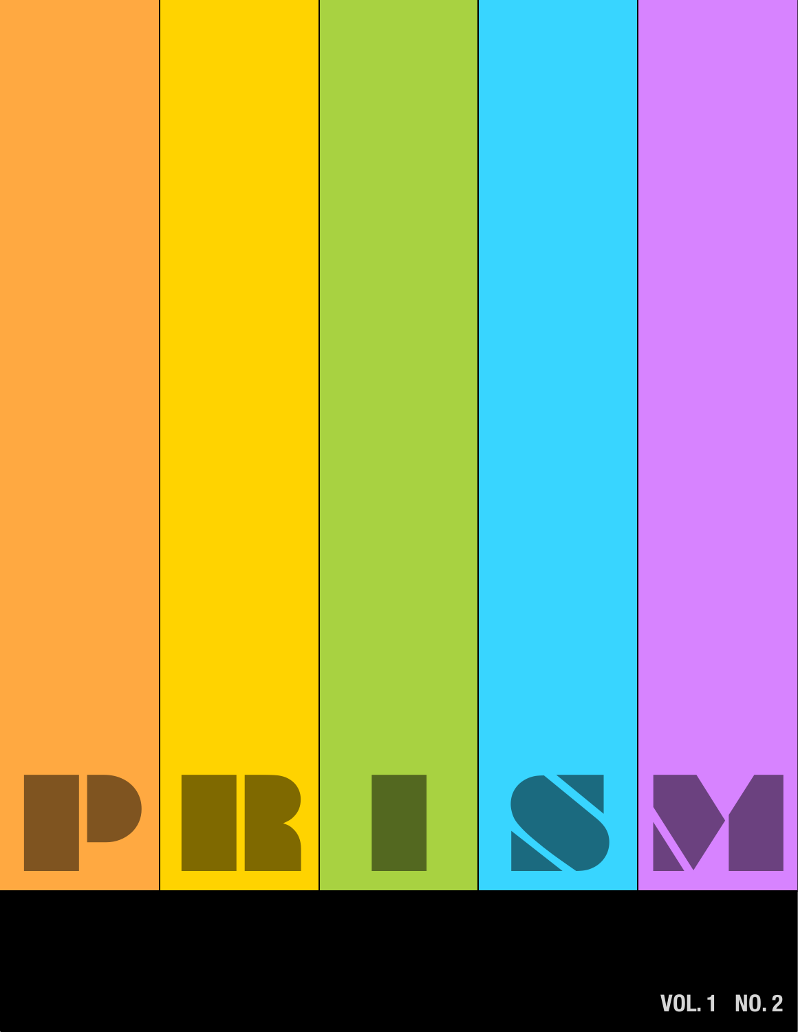# PRISM

VOL. 1 NO. 2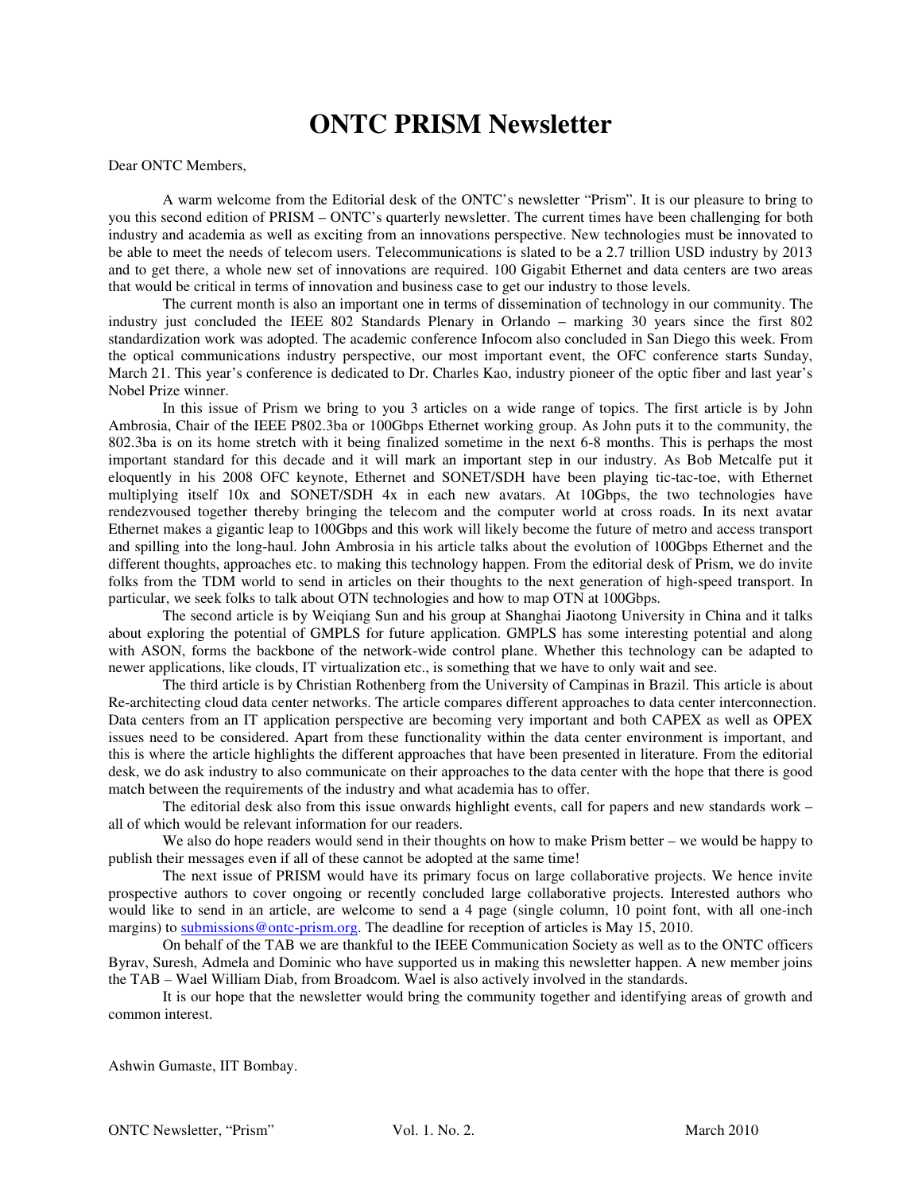# ONTC PRISM Newsletter

Dear ONTC Members,

A warm welcome from the Editorial desk of the ONTC's newsletter "Prism". It is our pleasure to bring to you this second edition of PRISM – ONTC's quarterly newsletter. The current times have been challenging for both industry and academia as well as exciting from an innovations perspective. New technologies must be innovated to be able to meet the needs of telecom users. Telecommunications is slated to be a 2.7 trillion USD industry by 2013 and to get there, a whole new set of innovations are required. 100 Gigabit Ethernet and data centers are two areas that would be critical in terms of innovation and business case to get our industry to those levels.

The current month is also an important one in terms of dissemination of technology in our community. The industry just concluded the IEEE 802 Standards Plenary in Orlando – marking 30 years since the first 802 standardization work was adopted. The academic conference Infocom also concluded in San Diego this week. From the optical communications industry perspective, our most important event, the OFC conference starts Sunday, March 21. This year's conference is dedicated to Dr. Charles Kao, industry pioneer of the optic fiber and last year's Nobel Prize winner.

In this issue of Prism we bring to you 3 articles on a wide range of topics. The first article is by John Ambrosia, Chair of the IEEE P802.3ba or 100Gbps Ethernet working group. As John puts it to the community, the 802.3ba is on its home stretch with it being finalized sometime in the next 6-8 months. This is perhaps the most important standard for this decade and it will mark an important step in our industry. As Bob Metcalfe put it eloquently in his 2008 OFC keynote, Ethernet and SONET/SDH have been playing tic-tac-toe, with Ethernet multiplying itself 10x and SONET/SDH 4x in each new avatars. At 10Gbps, the two technologies have rendezvoused together thereby bringing the telecom and the computer world at cross roads. In its next avatar Ethernet makes a gigantic leap to 100Gbps and this work will likely become the future of metro and access transport and spilling into the long-haul. John Ambrosia in his article talks about the evolution of 100Gbps Ethernet and the different thoughts, approaches etc. to making this technology happen. From the editorial desk of Prism, we do invite folks from the TDM world to send in articles on their thoughts to the next generation of high-speed transport. In particular, we seek folks to talk about OTN technologies and how to map OTN at 100Gbps.

The second article is by Weiqiang Sun and his group at Shanghai Jiaotong University in China and it talks about exploring the potential of GMPLS for future application. GMPLS has some interesting potential and along with ASON, forms the backbone of the network-wide control plane. Whether this technology can be adapted to newer applications, like clouds, IT virtualization etc., is something that we have to only wait and see.

The third article is by Christian Rothenberg from the University of Campinas in Brazil. This article is about Re-architecting cloud data center networks. The article compares different approaches to data center interconnection. Data centers from an IT application perspective are becoming very important and both CAPEX as well as OPEX issues need to be considered. Apart from these functionality within the data center environment is important, and this is where the article highlights the different approaches that have been presented in literature. From the editorial desk, we do ask industry to also communicate on their approaches to the data center with the hope that there is good match between the requirements of the industry and what academia has to offer.

The editorial desk also from this issue onwards highlight events, call for papers and new standards work – all of which would be relevant information for our readers.

We also do hope readers would send in their thoughts on how to make Prism better – we would be happy to publish their messages even if all of these cannot be adopted at the same time!

The next issue of PRISM would have its primary focus on large collaborative projects. We hence invite prospective authors to cover ongoing or recently concluded large collaborative projects. Interested authors who would like to send in an article, are welcome to send a 4 page (single column, 10 point font, with all one-inch margins) to submissions@ontc-prism.org. The deadline for reception of articles is May 15, 2010.

On behalf of the TAB we are thankful to the IEEE Communication Society as well as to the ONTC officers Byrav, Suresh, Admela and Dominic who have supported us in making this newsletter happen. A new member joins the TAB – Wael William Diab, from Broadcom. Wael is also actively involved in the standards.

It is our hope that the newsletter would bring the community together and identifying areas of growth and common interest.

Ashwin Gumaste, IIT Bombay.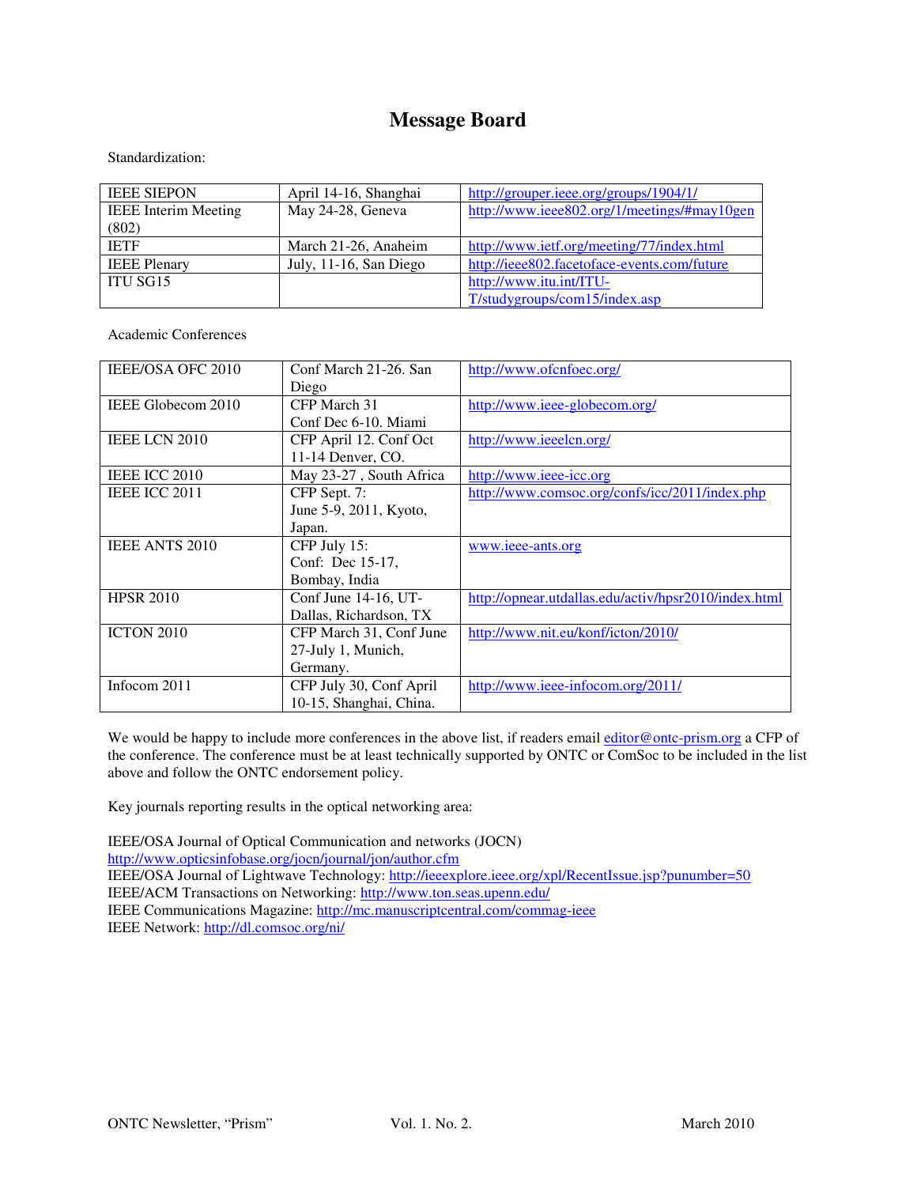# Message Board

Standardization:

| | | |
|---|---|---|
| IEEE SIEPON | April 14-16, Shanghai | http://grouper.ieee.org/groups/1904/1/ |
| IEEE Interim Meeting (802) | May 24-28, Geneva | http://www.ieee802.org/1/meetings/#may10gen |
| IETF | March 21-26, Anaheim | http://www.ietf.org/meeting/77/index.html |
| IEEE Plenary | July, 11-16, San Diego | http://ieee802.facetoface-events.com/future |
| ITU SG15 | | http://www.itu.int/ITU-T/studygroups/com15/index.asp |

Academic Conferences

| | | |
|---|---|---|
| IEEE/OSA OFC 2010 | Conf March 21-26. San Diego | http://www.ofcnfoec.org/ |
| IEEE Globecom 2010 | CFP March 31<br>Conf Dec 6-10. Miami | http://www.ieee-globecom.org/ |
| IEEE LCN 2010 | CFP April 12. Conf Oct 11-14 Denver, CO. | http://www.ieeelcn.org/ |
| IEEE ICC 2010 | May 23-27 , South Africa | http://www.ieee-icc.org |
| IEEE ICC 2011 | CFP Sept. 7:<br>June 5-9, 2011, Kyoto, Japan. | http://www.comsoc.org/confs/icc/2011/index.php |
| IEEE ANTS 2010 | CFP July 15:<br>Conf: Dec 15-17, Bombay, India | www.ieee-ants.org |
| HPSR 2010 | Conf June 14-16, UT-Dallas, Richardson, TX | http://opnear.utdallas.edu/activ/hpsr2010/index.html |
| ICTON 2010 | CFP March 31, Conf June 27-July 1, Munich, Germany. | http://www.nit.eu/konf/icton/2010/ |
| Infocom 2011 | CFP July 30, Conf April 10-15, Shanghai, China. | http://www.ieee-infocom.org/2011/ |

We would be happy to include more conferences in the above list, if readers email editor@ontc-prism.org a CFP of the conference. The conference must be at least technically supported by ONTC or ComSoc to be included in the list above and follow the ONTC endorsement policy.

Key journals reporting results in the optical networking area:

IEEE/OSA Journal of Optical Communication and networks (JOCN)
http://www.opticsinfobase.org/jocn/journal/jon/author.cfm
IEEE/OSA Journal of Lightwave Technology: http://ieeexplore.ieee.org/xpl/RecentIssue.jsp?punumber=50
IEEE/ACM Transactions on Networking: http://www.ton.seas.upenn.edu/
IEEE Communications Magazine: http://mc.manuscriptcentral.com/commag-ieee
IEEE Network: http://dl.comsoc.org/ni/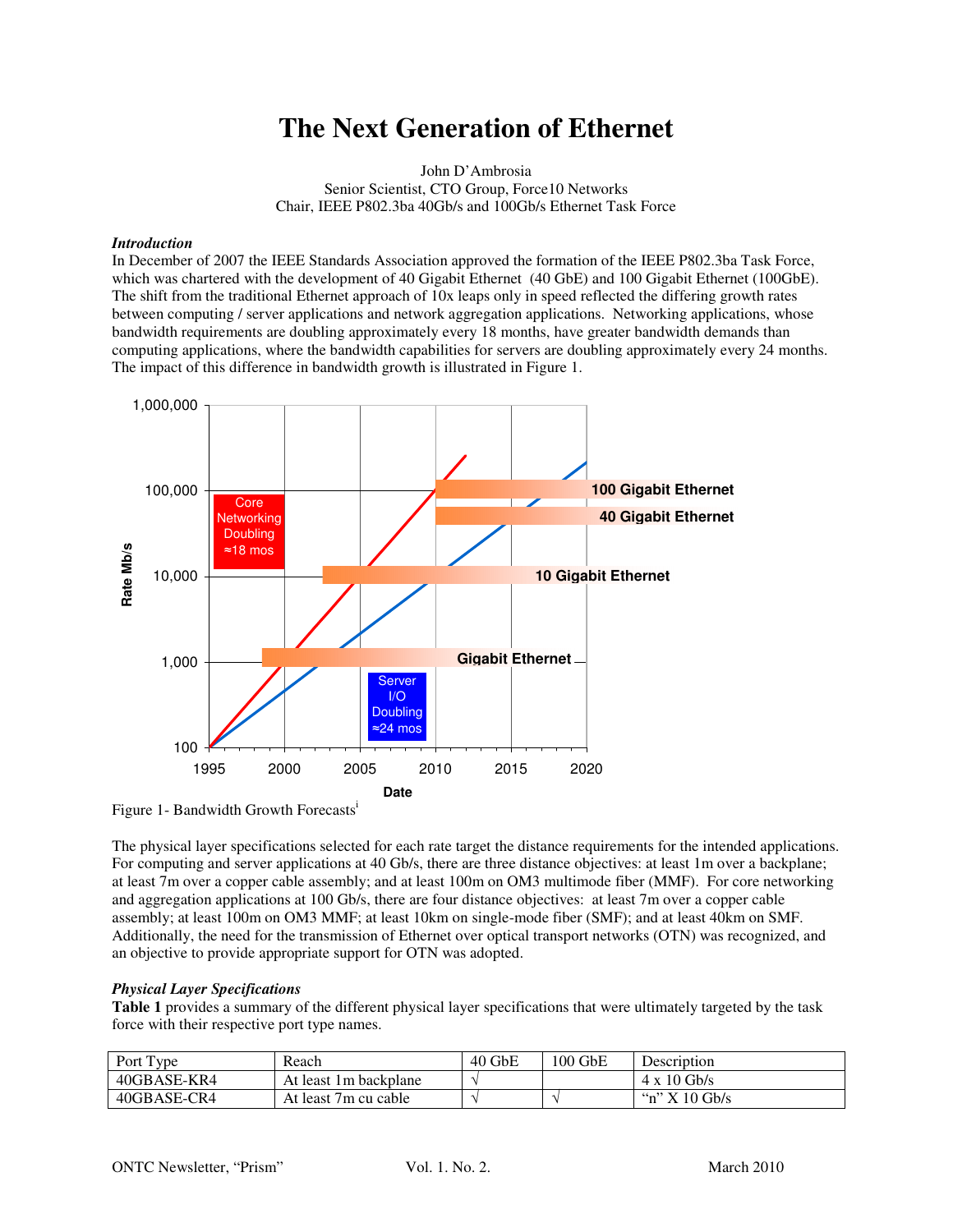# The Next Generation of Ethernet

John D'Ambrosia
Senior Scientist, CTO Group, Force10 Networks
Chair, IEEE P802.3ba 40Gb/s and 100Gb/s Ethernet Task Force

***Introduction***

In December of 2007 the IEEE Standards Association approved the formation of the IEEE P802.3ba Task Force, which was chartered with the development of 40 Gigabit Ethernet (40 GbE) and 100 Gigabit Ethernet (100GbE). The shift from the traditional Ethernet approach of 10x leaps only in speed reflected the differing growth rates between computing / server applications and network aggregation applications. Networking applications, whose bandwidth requirements are doubling approximately every 18 months, have greater bandwidth demands than computing applications, where the bandwidth capabilities for servers are doubling approximately every 24 months. The impact of this difference in bandwidth growth is illustrated in Figure 1.

Figure 1- Bandwidth Growth Forecasts[i]

The physical layer specifications selected for each rate target the distance requirements for the intended applications. For computing and server applications at 40 Gb/s, there are three distance objectives: at least 1m over a backplane; at least 7m over a copper cable assembly; and at least 100m on OM3 multimode fiber (MMF). For core networking and aggregation applications at 100 Gb/s, there are four distance objectives: at least 7m over a copper cable assembly; at least 100m on OM3 MMF; at least 10km on single-mode fiber (SMF); and at least 40km on SMF. Additionally, the need for the transmission of Ethernet over optical transport networks (OTN) was recognized, and an objective to provide appropriate support for OTN was adopted.

***Physical Layer Specifications***

**Table 1** provides a summary of the different physical layer specifications that were ultimately targeted by the task force with their respective port type names.

| Port Type | Reach | 40 GbE | 100 GbE | Description |
|---|---|---|---|---|
| 40GBASE-KR4 | At least 1m backplane | √ | | 4 x 10 Gb/s |
| 40GBASE-CR4 | At least 7m cu cable | √ | √ | "n" X 10 Gb/s |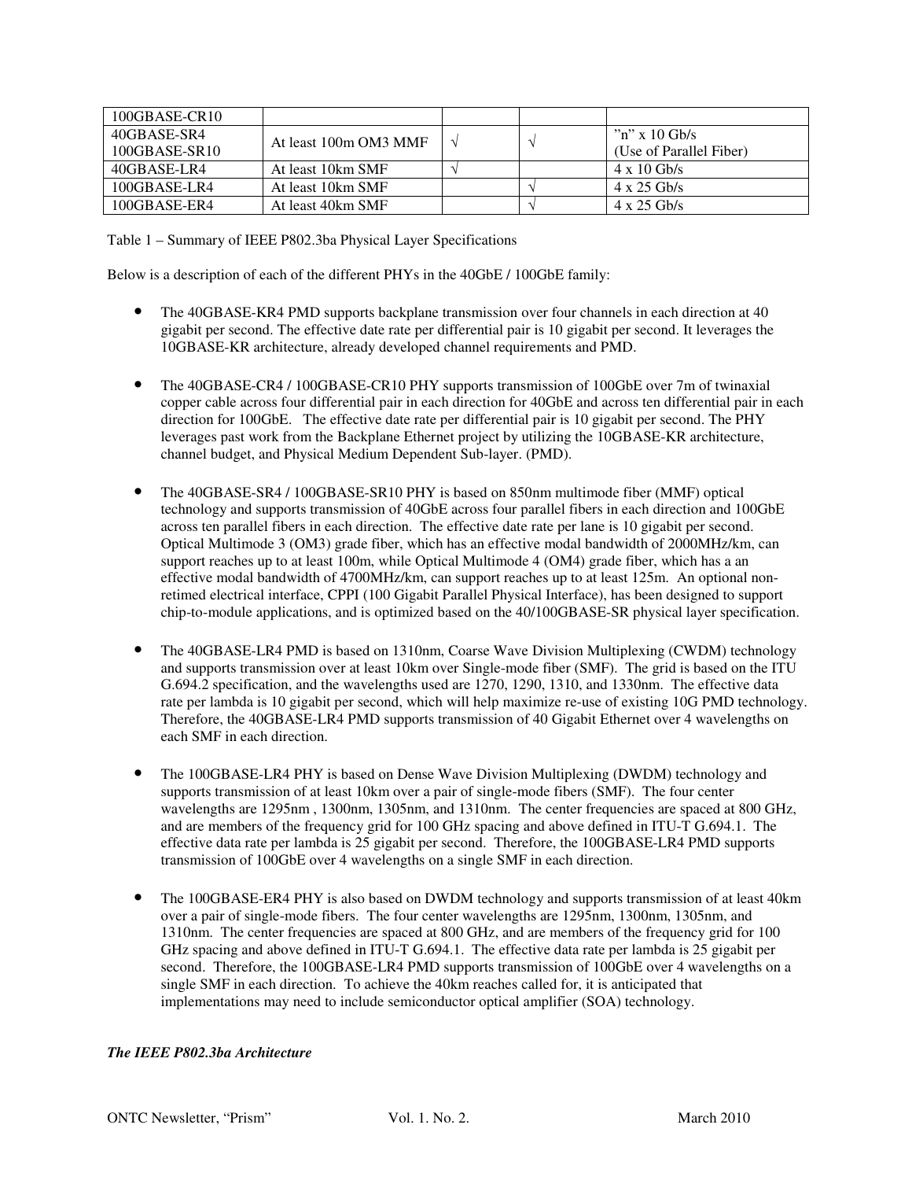| | | | | |
|---|---|---|---|---|
| 100GBASE-CR10 | | | | |
| 40GBASE-SR4<br>100GBASE-SR10 | At least 100m OM3 MMF | √ | √ | ”n” x 10 Gb/s<br>(Use of Parallel Fiber) |
| 40GBASE-LR4 | At least 10km SMF | √ | | 4 x 10 Gb/s |
| 100GBASE-LR4 | At least 10km SMF | | √ | 4 x 25 Gb/s |
| 100GBASE-ER4 | At least 40km SMF | | √ | 4 x 25 Gb/s |

Table 1 – Summary of IEEE P802.3ba Physical Layer Specifications

Below is a description of each of the different PHYs in the 40GbE / 100GbE family:

- The 40GBASE-KR4 PMD supports backplane transmission over four channels in each direction at 40 gigabit per second. The effective date rate per differential pair is 10 gigabit per second. It leverages the 10GBASE-KR architecture, already developed channel requirements and PMD.

- The 40GBASE-CR4 / 100GBASE-CR10 PHY supports transmission of 100GbE over 7m of twinaxial copper cable across four differential pair in each direction for 40GbE and across ten differential pair in each direction for 100GbE. The effective date rate per differential pair is 10 gigabit per second. The PHY leverages past work from the Backplane Ethernet project by utilizing the 10GBASE-KR architecture, channel budget, and Physical Medium Dependent Sub-layer. (PMD).

- The 40GBASE-SR4 / 100GBASE-SR10 PHY is based on 850nm multimode fiber (MMF) optical technology and supports transmission of 40GbE across four parallel fibers in each direction and 100GbE across ten parallel fibers in each direction. The effective date rate per lane is 10 gigabit per second. Optical Multimode 3 (OM3) grade fiber, which has an effective modal bandwidth of 2000MHz/km, can support reaches up to at least 100m, while Optical Multimode 4 (OM4) grade fiber, which has a an effective modal bandwidth of 4700MHz/km, can support reaches up to at least 125m. An optional non-retimed electrical interface, CPPI (100 Gigabit Parallel Physical Interface), has been designed to support chip-to-module applications, and is optimized based on the 40/100GBASE-SR physical layer specification.

- The 40GBASE-LR4 PMD is based on 1310nm, Coarse Wave Division Multiplexing (CWDM) technology and supports transmission over at least 10km over Single-mode fiber (SMF). The grid is based on the ITU G.694.2 specification, and the wavelengths used are 1270, 1290, 1310, and 1330nm. The effective data rate per lambda is 10 gigabit per second, which will help maximize re-use of existing 10G PMD technology. Therefore, the 40GBASE-LR4 PMD supports transmission of 40 Gigabit Ethernet over 4 wavelengths on each SMF in each direction.

- The 100GBASE-LR4 PHY is based on Dense Wave Division Multiplexing (DWDM) technology and supports transmission of at least 10km over a pair of single-mode fibers (SMF). The four center wavelengths are 1295nm , 1300nm, 1305nm, and 1310nm. The center frequencies are spaced at 800 GHz, and are members of the frequency grid for 100 GHz spacing and above defined in ITU-T G.694.1. The effective data rate per lambda is 25 gigabit per second. Therefore, the 100GBASE-LR4 PMD supports transmission of 100GbE over 4 wavelengths on a single SMF in each direction.

- The 100GBASE-ER4 PHY is also based on DWDM technology and supports transmission of at least 40km over a pair of single-mode fibers. The four center wavelengths are 1295nm, 1300nm, 1305nm, and 1310nm. The center frequencies are spaced at 800 GHz, and are members of the frequency grid for 100 GHz spacing and above defined in ITU-T G.694.1. The effective data rate per lambda is 25 gigabit per second. Therefore, the 100GBASE-LR4 PMD supports transmission of 100GbE over 4 wavelengths on a single SMF in each direction. To achieve the 40km reaches called for, it is anticipated that implementations may need to include semiconductor optical amplifier (SOA) technology.

***The IEEE P802.3ba Architecture***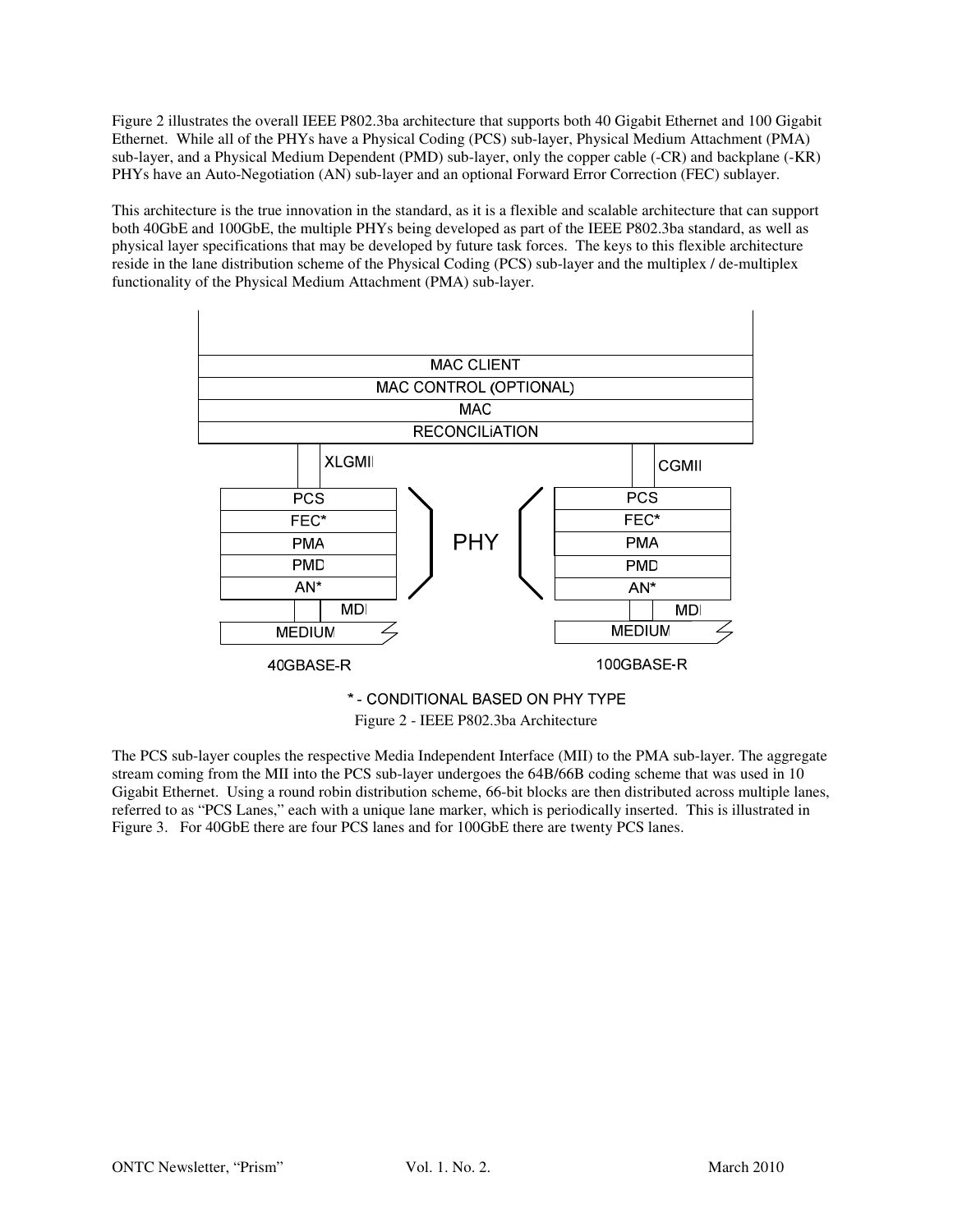Figure 2 illustrates the overall IEEE P802.3ba architecture that supports both 40 Gigabit Ethernet and 100 Gigabit Ethernet. While all of the PHYs have a Physical Coding (PCS) sub-layer, Physical Medium Attachment (PMA) sub-layer, and a Physical Medium Dependent (PMD) sub-layer, only the copper cable (-CR) and backplane (-KR) PHYs have an Auto-Negotiation (AN) sub-layer and an optional Forward Error Correction (FEC) sublayer.

This architecture is the true innovation in the standard, as it is a flexible and scalable architecture that can support both 40GbE and 100GbE, the multiple PHYs being developed as part of the IEEE P802.3ba standard, as well as physical layer specifications that may be developed by future task forces. The keys to this flexible architecture reside in the lane distribution scheme of the Physical Coding (PCS) sub-layer and the multiplex / de-multiplex functionality of the Physical Medium Attachment (PMA) sub-layer.

MAC CLIENT
MAC CONTROL (OPTIONAL)
MAC
RECONCILiATION

XLGMII | CGMII

| 40GBASE-R | PHY | 100GBASE-R |
| --- | --- | --- |
| PCS | | PCS |
| FEC* | | FEC* |
| PMA | | PMA |
| PMD | | PMD |
| AN* | | AN* |
| MDI | | MDI |
| MEDIUM | | MEDIUM |

\* - CONDITIONAL BASED ON PHY TYPE

Figure 2 - IEEE P802.3ba Architecture

The PCS sub-layer couples the respective Media Independent Interface (MII) to the PMA sub-layer. The aggregate stream coming from the MII into the PCS sub-layer undergoes the 64B/66B coding scheme that was used in 10 Gigabit Ethernet. Using a round robin distribution scheme, 66-bit blocks are then distributed across multiple lanes, referred to as "PCS Lanes," each with a unique lane marker, which is periodically inserted. This is illustrated in Figure 3. For 40GbE there are four PCS lanes and for 100GbE there are twenty PCS lanes.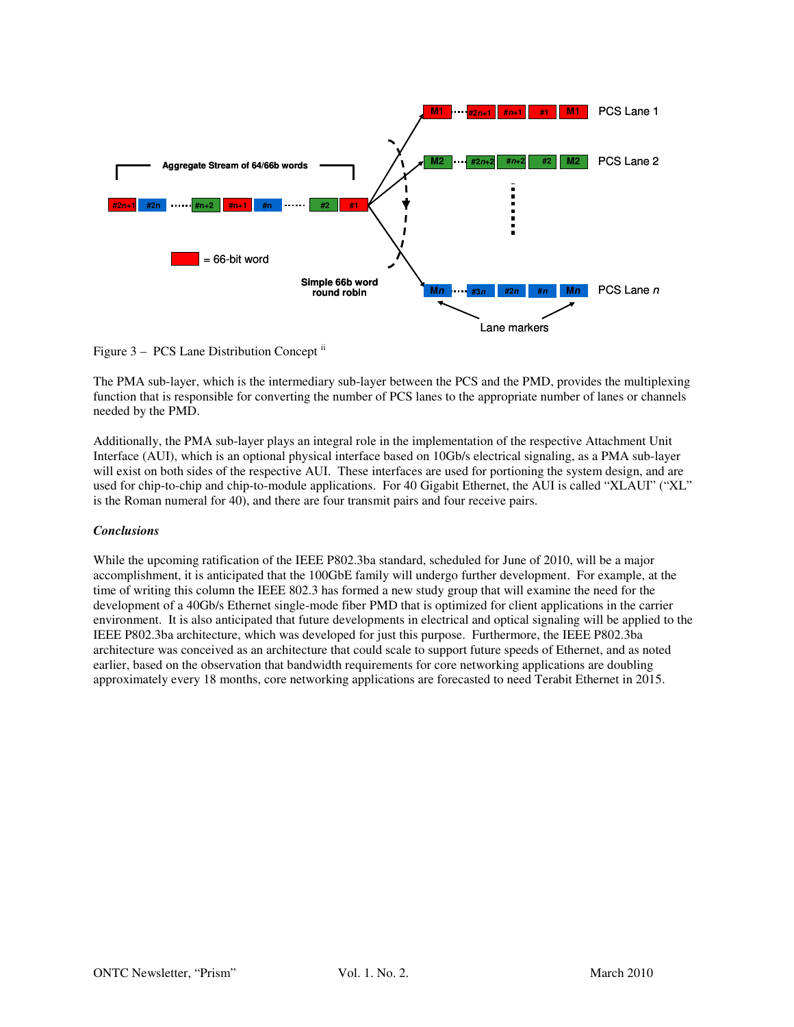Figure 3 – PCS Lane Distribution Concept [ii]

The PMA sub-layer, which is the intermediary sub-layer between the PCS and the PMD, provides the multiplexing function that is responsible for converting the number of PCS lanes to the appropriate number of lanes or channels needed by the PMD.

Additionally, the PMA sub-layer plays an integral role in the implementation of the respective Attachment Unit Interface (AUI), which is an optional physical interface based on 10Gb/s electrical signaling, as a PMA sub-layer will exist on both sides of the respective AUI. These interfaces are used for portioning the system design, and are used for chip-to-chip and chip-to-module applications. For 40 Gigabit Ethernet, the AUI is called "XLAUI" ("XL" is the Roman numeral for 40), and there are four transmit pairs and four receive pairs.

***Conclusions***

While the upcoming ratification of the IEEE P802.3ba standard, scheduled for June of 2010, will be a major accomplishment, it is anticipated that the 100GbE family will undergo further development. For example, at the time of writing this column the IEEE 802.3 has formed a new study group that will examine the need for the development of a 40Gb/s Ethernet single-mode fiber PMD that is optimized for client applications in the carrier environment. It is also anticipated that future developments in electrical and optical signaling will be applied to the IEEE P802.3ba architecture, which was developed for just this purpose. Furthermore, the IEEE P802.3ba architecture was conceived as an architecture that could scale to support future speeds of Ethernet, and as noted earlier, based on the observation that bandwidth requirements for core networking applications are doubling approximately every 18 months, core networking applications are forecasted to need Terabit Ethernet in 2015.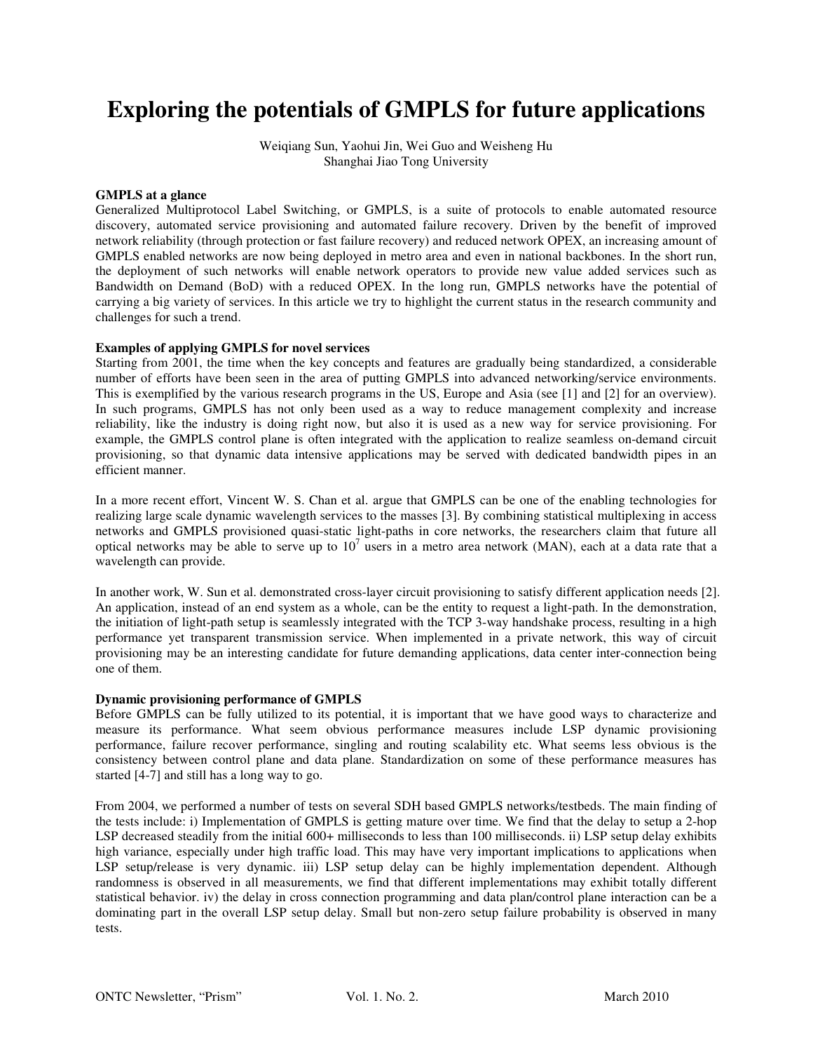# Exploring the potentials of GMPLS for future applications

Weiqiang Sun, Yaohui Jin, Wei Guo and Weisheng Hu
Shanghai Jiao Tong University

**GMPLS at a glance**

Generalized Multiprotocol Label Switching, or GMPLS, is a suite of protocols to enable automated resource discovery, automated service provisioning and automated failure recovery. Driven by the benefit of improved network reliability (through protection or fast failure recovery) and reduced network OPEX, an increasing amount of GMPLS enabled networks are now being deployed in metro area and even in national backbones. In the short run, the deployment of such networks will enable network operators to provide new value added services such as Bandwidth on Demand (BoD) with a reduced OPEX. In the long run, GMPLS networks have the potential of carrying a big variety of services. In this article we try to highlight the current status in the research community and challenges for such a trend.

**Examples of applying GMPLS for novel services**

Starting from 2001, the time when the key concepts and features are gradually being standardized, a considerable number of efforts have been seen in the area of putting GMPLS into advanced networking/service environments. This is exemplified by the various research programs in the US, Europe and Asia (see [1] and [2] for an overview). In such programs, GMPLS has not only been used as a way to reduce management complexity and increase reliability, like the industry is doing right now, but also it is used as a new way for service provisioning. For example, the GMPLS control plane is often integrated with the application to realize seamless on-demand circuit provisioning, so that dynamic data intensive applications may be served with dedicated bandwidth pipes in an efficient manner.

In a more recent effort, Vincent W. S. Chan et al. argue that GMPLS can be one of the enabling technologies for realizing large scale dynamic wavelength services to the masses [3]. By combining statistical multiplexing in access networks and GMPLS provisioned quasi-static light-paths in core networks, the researchers claim that future all optical networks may be able to serve up to $10^7$ users in a metro area network (MAN), each at a data rate that a wavelength can provide.

In another work, W. Sun et al. demonstrated cross-layer circuit provisioning to satisfy different application needs [2]. An application, instead of an end system as a whole, can be the entity to request a light-path. In the demonstration, the initiation of light-path setup is seamlessly integrated with the TCP 3-way handshake process, resulting in a high performance yet transparent transmission service. When implemented in a private network, this way of circuit provisioning may be an interesting candidate for future demanding applications, data center inter-connection being one of them.

**Dynamic provisioning performance of GMPLS**

Before GMPLS can be fully utilized to its potential, it is important that we have good ways to characterize and measure its performance. What seem obvious performance measures include LSP dynamic provisioning performance, failure recover performance, singling and routing scalability etc. What seems less obvious is the consistency between control plane and data plane. Standardization on some of these performance measures has started [4-7] and still has a long way to go.

From 2004, we performed a number of tests on several SDH based GMPLS networks/testbeds. The main finding of the tests include: i) Implementation of GMPLS is getting mature over time. We find that the delay to setup a 2-hop LSP decreased steadily from the initial 600+ milliseconds to less than 100 milliseconds. ii) LSP setup delay exhibits high variance, especially under high traffic load. This may have very important implications to applications when LSP setup/release is very dynamic. iii) LSP setup delay can be highly implementation dependent. Although randomness is observed in all measurements, we find that different implementations may exhibit totally different statistical behavior. iv) the delay in cross connection programming and data plan/control plane interaction can be a dominating part in the overall LSP setup delay. Small but non-zero setup failure probability is observed in many tests.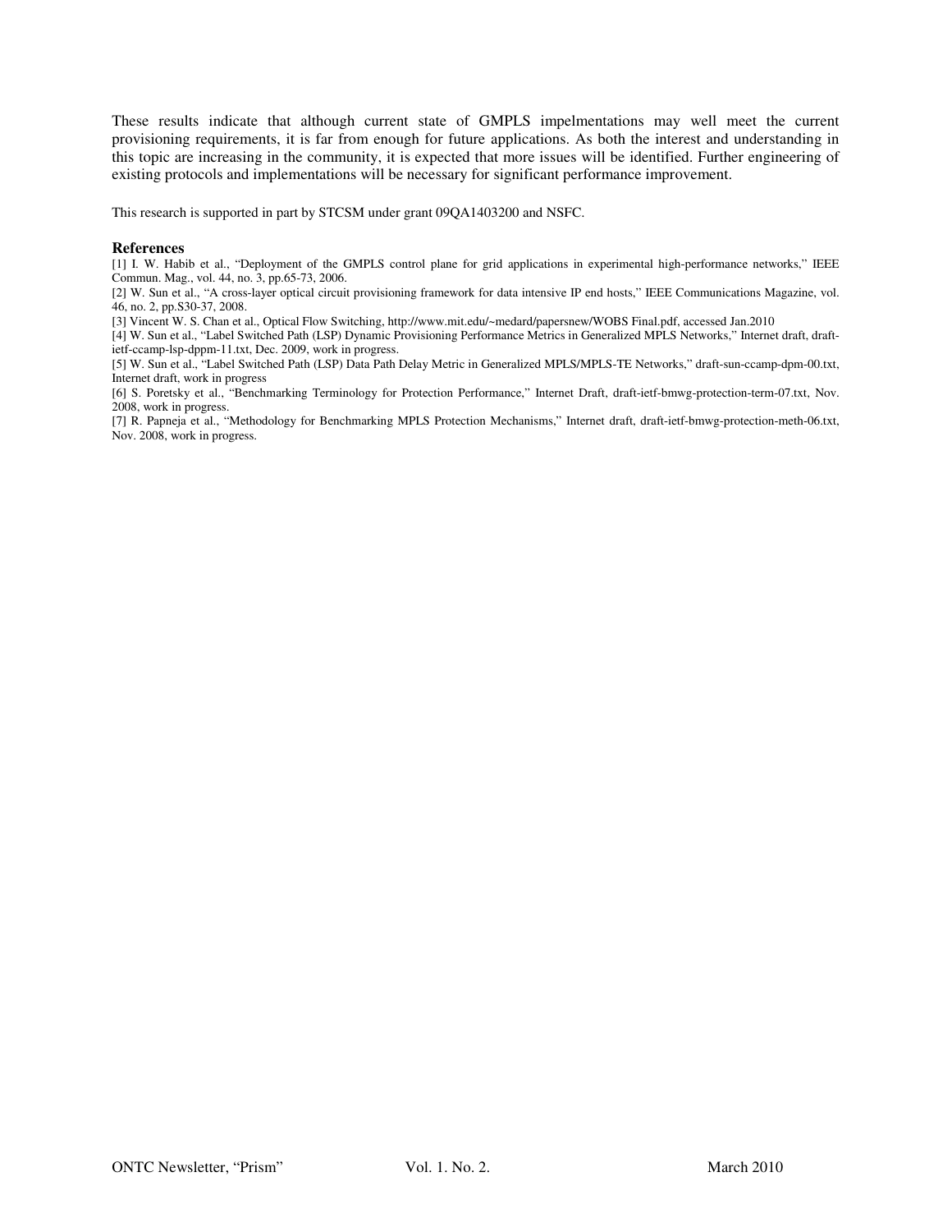These results indicate that although current state of GMPLS impelmentations may well meet the current provisioning requirements, it is far from enough for future applications. As both the interest and understanding in this topic are increasing in the community, it is expected that more issues will be identified. Further engineering of existing protocols and implementations will be necessary for significant performance improvement.

This research is supported in part by STCSM under grant 09QA1403200 and NSFC.

**References**

[1] I. W. Habib et al., "Deployment of the GMPLS control plane for grid applications in experimental high-performance networks," IEEE Commun. Mag., vol. 44, no. 3, pp.65-73, 2006.

[2] W. Sun et al., "A cross-layer optical circuit provisioning framework for data intensive IP end hosts," IEEE Communications Magazine, vol. 46, no. 2, pp.S30-37, 2008.

[3] Vincent W. S. Chan et al., Optical Flow Switching, http://www.mit.edu/~medard/papersnew/WOBS Final.pdf, accessed Jan.2010

[4] W. Sun et al., "Label Switched Path (LSP) Dynamic Provisioning Performance Metrics in Generalized MPLS Networks," Internet draft, draft-ietf-ccamp-lsp-dppm-11.txt, Dec. 2009, work in progress.

[5] W. Sun et al., "Label Switched Path (LSP) Data Path Delay Metric in Generalized MPLS/MPLS-TE Networks," draft-sun-ccamp-dpm-00.txt, Internet draft, work in progress

[6] S. Poretsky et al., "Benchmarking Terminology for Protection Performance," Internet Draft, draft-ietf-bmwg-protection-term-07.txt, Nov. 2008, work in progress.

[7] R. Papneja et al., "Methodology for Benchmarking MPLS Protection Mechanisms," Internet draft, draft-ietf-bmwg-protection-meth-06.txt, Nov. 2008, work in progress.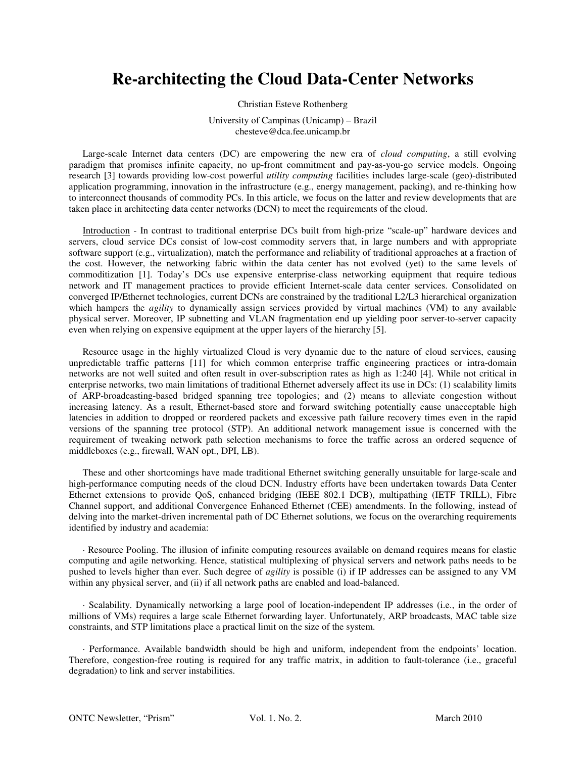# Re-architecting the Cloud Data-Center Networks

Christian Esteve Rothenberg

University of Campinas (Unicamp) – Brazil
chesteve@dca.fee.unicamp.br

Large-scale Internet data centers (DC) are empowering the new era of *cloud computing*, a still evolving paradigm that promises infinite capacity, no up-front commitment and pay-as-you-go service models. Ongoing research [3] towards providing low-cost powerful *utility computing* facilities includes large-scale (geo)-distributed application programming, innovation in the infrastructure (e.g., energy management, packing), and re-thinking how to interconnect thousands of commodity PCs. In this article, we focus on the latter and review developments that are taken place in architecting data center networks (DCN) to meet the requirements of the cloud.

Introduction - In contrast to traditional enterprise DCs built from high-prize "scale-up" hardware devices and servers, cloud service DCs consist of low-cost commodity servers that, in large numbers and with appropriate software support (e.g., virtualization), match the performance and reliability of traditional approaches at a fraction of the cost. However, the networking fabric within the data center has not evolved (yet) to the same levels of commoditization [1]. Today's DCs use expensive enterprise-class networking equipment that require tedious network and IT management practices to provide efficient Internet-scale data center services. Consolidated on converged IP/Ethernet technologies, current DCNs are constrained by the traditional L2/L3 hierarchical organization which hampers the *agility* to dynamically assign services provided by virtual machines (VM) to any available physical server. Moreover, IP subnetting and VLAN fragmentation end up yielding poor server-to-server capacity even when relying on expensive equipment at the upper layers of the hierarchy [5].

Resource usage in the highly virtualized Cloud is very dynamic due to the nature of cloud services, causing unpredictable traffic patterns [11] for which common enterprise traffic engineering practices or intra-domain networks are not well suited and often result in over-subscription rates as high as 1:240 [4]. While not critical in enterprise networks, two main limitations of traditional Ethernet adversely affect its use in DCs: (1) scalability limits of ARP-broadcasting-based bridged spanning tree topologies; and (2) means to alleviate congestion without increasing latency. As a result, Ethernet-based store and forward switching potentially cause unacceptable high latencies in addition to dropped or reordered packets and excessive path failure recovery times even in the rapid versions of the spanning tree protocol (STP). An additional network management issue is concerned with the requirement of tweaking network path selection mechanisms to force the traffic across an ordered sequence of middleboxes (e.g., firewall, WAN opt., DPI, LB).

These and other shortcomings have made traditional Ethernet switching generally unsuitable for large-scale and high-performance computing needs of the cloud DCN. Industry efforts have been undertaken towards Data Center Ethernet extensions to provide QoS, enhanced bridging (IEEE 802.1 DCB), multipathing (IETF TRILL), Fibre Channel support, and additional Convergence Enhanced Ethernet (CEE) amendments. In the following, instead of delving into the market-driven incremental path of DC Ethernet solutions, we focus on the overarching requirements identified by industry and academia:

· Resource Pooling. The illusion of infinite computing resources available on demand requires means for elastic computing and agile networking. Hence, statistical multiplexing of physical servers and network paths needs to be pushed to levels higher than ever. Such degree of *agility* is possible (i) if IP addresses can be assigned to any VM within any physical server, and (ii) if all network paths are enabled and load-balanced.

· Scalability. Dynamically networking a large pool of location-independent IP addresses (i.e., in the order of millions of VMs) requires a large scale Ethernet forwarding layer. Unfortunately, ARP broadcasts, MAC table size constraints, and STP limitations place a practical limit on the size of the system.

· Performance. Available bandwidth should be high and uniform, independent from the endpoints' location. Therefore, congestion-free routing is required for any traffic matrix, in addition to fault-tolerance (i.e., graceful degradation) to link and server instabilities.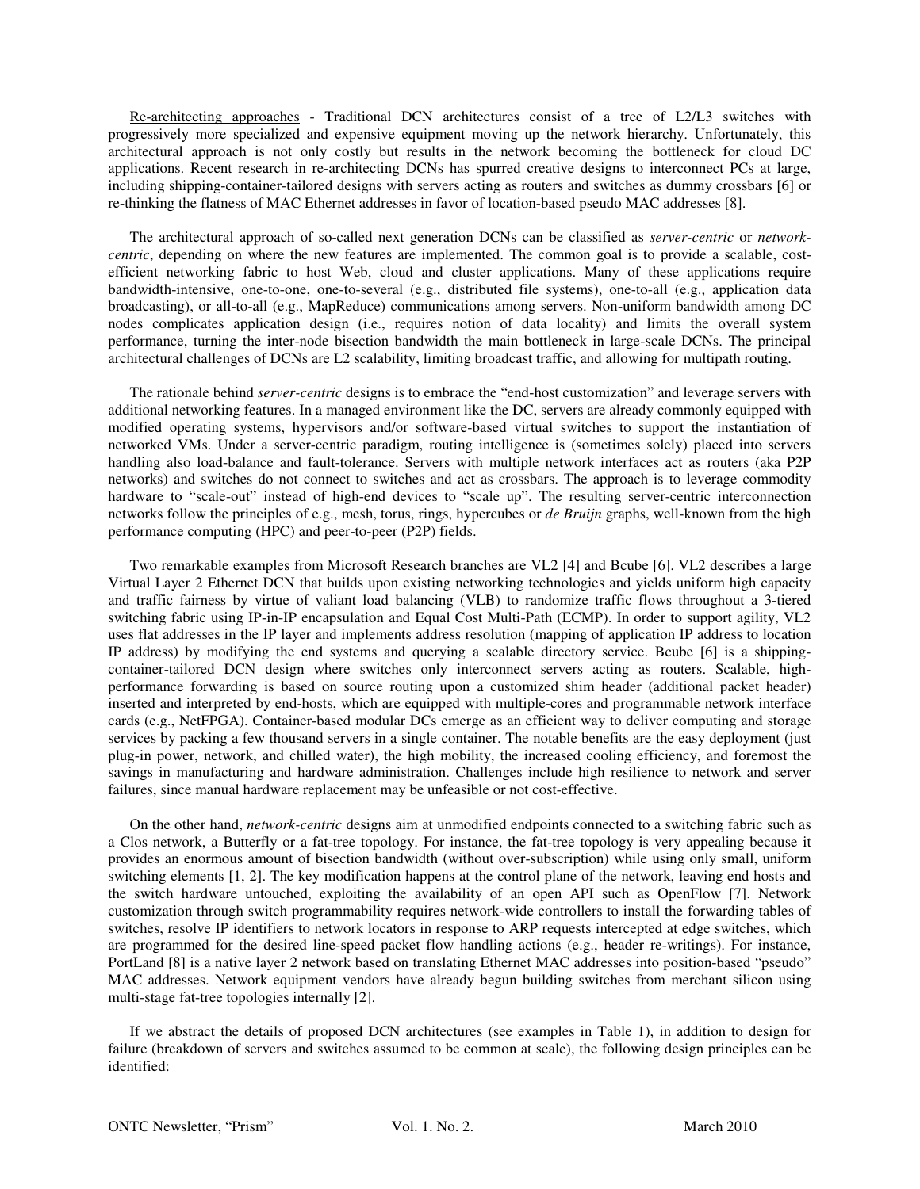<u>Re-architecting approaches</u> - Traditional DCN architectures consist of a tree of L2/L3 switches with progressively more specialized and expensive equipment moving up the network hierarchy. Unfortunately, this architectural approach is not only costly but results in the network becoming the bottleneck for cloud DC applications. Recent research in re-architecting DCNs has spurred creative designs to interconnect PCs at large, including shipping-container-tailored designs with servers acting as routers and switches as dummy crossbars [6] or re-thinking the flatness of MAC Ethernet addresses in favor of location-based pseudo MAC addresses [8].

The architectural approach of so-called next generation DCNs can be classified as *server-centric* or *network-centric*, depending on where the new features are implemented. The common goal is to provide a scalable, cost-efficient networking fabric to host Web, cloud and cluster applications. Many of these applications require bandwidth-intensive, one-to-one, one-to-several (e.g., distributed file systems), one-to-all (e.g., application data broadcasting), or all-to-all (e.g., MapReduce) communications among servers. Non-uniform bandwidth among DC nodes complicates application design (i.e., requires notion of data locality) and limits the overall system performance, turning the inter-node bisection bandwidth the main bottleneck in large-scale DCNs. The principal architectural challenges of DCNs are L2 scalability, limiting broadcast traffic, and allowing for multipath routing.

The rationale behind *server-centric* designs is to embrace the "end-host customization" and leverage servers with additional networking features. In a managed environment like the DC, servers are already commonly equipped with modified operating systems, hypervisors and/or software-based virtual switches to support the instantiation of networked VMs. Under a server-centric paradigm, routing intelligence is (sometimes solely) placed into servers handling also load-balance and fault-tolerance. Servers with multiple network interfaces act as routers (aka P2P networks) and switches do not connect to switches and act as crossbars. The approach is to leverage commodity hardware to "scale-out" instead of high-end devices to "scale up". The resulting server-centric interconnection networks follow the principles of e.g., mesh, torus, rings, hypercubes or *de Bruijn* graphs, well-known from the high performance computing (HPC) and peer-to-peer (P2P) fields.

Two remarkable examples from Microsoft Research branches are VL2 [4] and Bcube [6]. VL2 describes a large Virtual Layer 2 Ethernet DCN that builds upon existing networking technologies and yields uniform high capacity and traffic fairness by virtue of valiant load balancing (VLB) to randomize traffic flows throughout a 3-tiered switching fabric using IP-in-IP encapsulation and Equal Cost Multi-Path (ECMP). In order to support agility, VL2 uses flat addresses in the IP layer and implements address resolution (mapping of application IP address to location IP address) by modifying the end systems and querying a scalable directory service. Bcube [6] is a shipping-container-tailored DCN design where switches only interconnect servers acting as routers. Scalable, high-performance forwarding is based on source routing upon a customized shim header (additional packet header) inserted and interpreted by end-hosts, which are equipped with multiple-cores and programmable network interface cards (e.g., NetFPGA). Container-based modular DCs emerge as an efficient way to deliver computing and storage services by packing a few thousand servers in a single container. The notable benefits are the easy deployment (just plug-in power, network, and chilled water), the high mobility, the increased cooling efficiency, and foremost the savings in manufacturing and hardware administration. Challenges include high resilience to network and server failures, since manual hardware replacement may be unfeasible or not cost-effective.

On the other hand, *network-centric* designs aim at unmodified endpoints connected to a switching fabric such as a Clos network, a Butterfly or a fat-tree topology. For instance, the fat-tree topology is very appealing because it provides an enormous amount of bisection bandwidth (without over-subscription) while using only small, uniform switching elements [1, 2]. The key modification happens at the control plane of the network, leaving end hosts and the switch hardware untouched, exploiting the availability of an open API such as OpenFlow [7]. Network customization through switch programmability requires network-wide controllers to install the forwarding tables of switches, resolve IP identifiers to network locators in response to ARP requests intercepted at edge switches, which are programmed for the desired line-speed packet flow handling actions (e.g., header re-writings). For instance, PortLand [8] is a native layer 2 network based on translating Ethernet MAC addresses into position-based "pseudo" MAC addresses. Network equipment vendors have already begun building switches from merchant silicon using multi-stage fat-tree topologies internally [2].

If we abstract the details of proposed DCN architectures (see examples in Table 1), in addition to design for failure (breakdown of servers and switches assumed to be common at scale), the following design principles can be identified: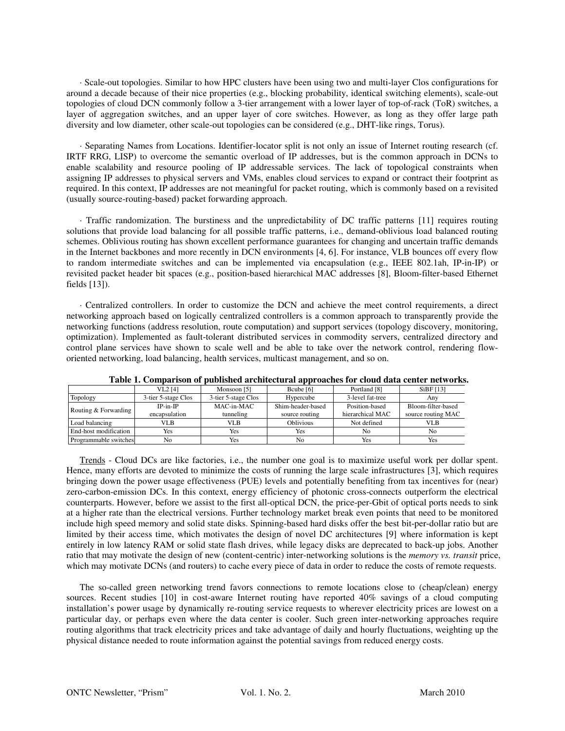· Scale-out topologies. Similar to how HPC clusters have been using two and multi-layer Clos configurations for around a decade because of their nice properties (e.g., blocking probability, identical switching elements), scale-out topologies of cloud DCN commonly follow a 3-tier arrangement with a lower layer of top-of-rack (ToR) switches, a layer of aggregation switches, and an upper layer of core switches. However, as long as they offer large path diversity and low diameter, other scale-out topologies can be considered (e.g., DHT-like rings, Torus).

· Separating Names from Locations. Identifier-locator split is not only an issue of Internet routing research (cf. IRTF RRG, LISP) to overcome the semantic overload of IP addresses, but is the common approach in DCNs to enable scalability and resource pooling of IP addressable services. The lack of topological constraints when assigning IP addresses to physical servers and VMs, enables cloud services to expand or contract their footprint as required. In this context, IP addresses are not meaningful for packet routing, which is commonly based on a revisited (usually source-routing-based) packet forwarding approach.

· Traffic randomization. The burstiness and the unpredictability of DC traffic patterns [11] requires routing solutions that provide load balancing for all possible traffic patterns, i.e., demand-oblivious load balanced routing schemes. Oblivious routing has shown excellent performance guarantees for changing and uncertain traffic demands in the Internet backbones and more recently in DCN environments [4, 6]. For instance, VLB bounces off every flow to random intermediate switches and can be implemented via encapsulation (e.g., IEEE 802.1ah, IP-in-IP) or revisited packet header bit spaces (e.g., position-based hierarchical MAC addresses [8], Bloom-filter-based Ethernet fields [13]).

· Centralized controllers. In order to customize the DCN and achieve the meet control requirements, a direct networking approach based on logically centralized controllers is a common approach to transparently provide the networking functions (address resolution, route computation) and support services (topology discovery, monitoring, optimization). Implemented as fault-tolerant distributed services in commodity servers, centralized directory and control plane services have shown to scale well and be able to take over the network control, rendering flow-oriented networking, load balancing, health services, multicast management, and so on.

**Table 1. Comparison of published architectural approaches for cloud data center networks.**

| | VL2 [4] | Monsoon [5] | Bcube [6] | Portland [8] | SiBF [13] |
|---|---|---|---|---|---|
| Topology | 3-tier 5-stage Clos | 3-tier 5-stage Clos | Hypercube | 3-level fat-tree | Any |
| Routing & Forwarding | IP-in-IP encapsulation | MAC-in-MAC tunneling | Shim-header-based source routing | Position-based hierarchical MAC | Bloom-filter-based source routing MAC |
| Load balancing | VLB | VLB | Oblivious | Not defined | VLB |
| End-host modification | Yes | Yes | Yes | No | No |
| Programmable switches | No | Yes | No | Yes | Yes |

Trends - Cloud DCs are like factories, i.e., the number one goal is to maximize useful work per dollar spent. Hence, many efforts are devoted to minimize the costs of running the large scale infrastructures [3], which requires bringing down the power usage effectiveness (PUE) levels and potentially benefiting from tax incentives for (near) zero-carbon-emission DCs. In this context, energy efficiency of photonic cross-connects outperform the electrical counterparts. However, before we assist to the first all-optical DCN, the price-per-Gbit of optical ports needs to sink at a higher rate than the electrical versions. Further technology market break even points that need to be monitored include high speed memory and solid state disks. Spinning-based hard disks offer the best bit-per-dollar ratio but are limited by their access time, which motivates the design of novel DC architectures [9] where information is kept entirely in low latency RAM or solid state flash drives, while legacy disks are deprecated to back-up jobs. Another ratio that may motivate the design of new (content-centric) inter-networking solutions is the *memory vs. transit* price, which may motivate DCNs (and routers) to cache every piece of data in order to reduce the costs of remote requests.

The so-called green networking trend favors connections to remote locations close to (cheap/clean) energy sources. Recent studies [10] in cost-aware Internet routing have reported 40% savings of a cloud computing installation's power usage by dynamically re-routing service requests to wherever electricity prices are lowest on a particular day, or perhaps even where the data center is cooler. Such green inter-networking approaches require routing algorithms that track electricity prices and take advantage of daily and hourly fluctuations, weighting up the physical distance needed to route information against the potential savings from reduced energy costs.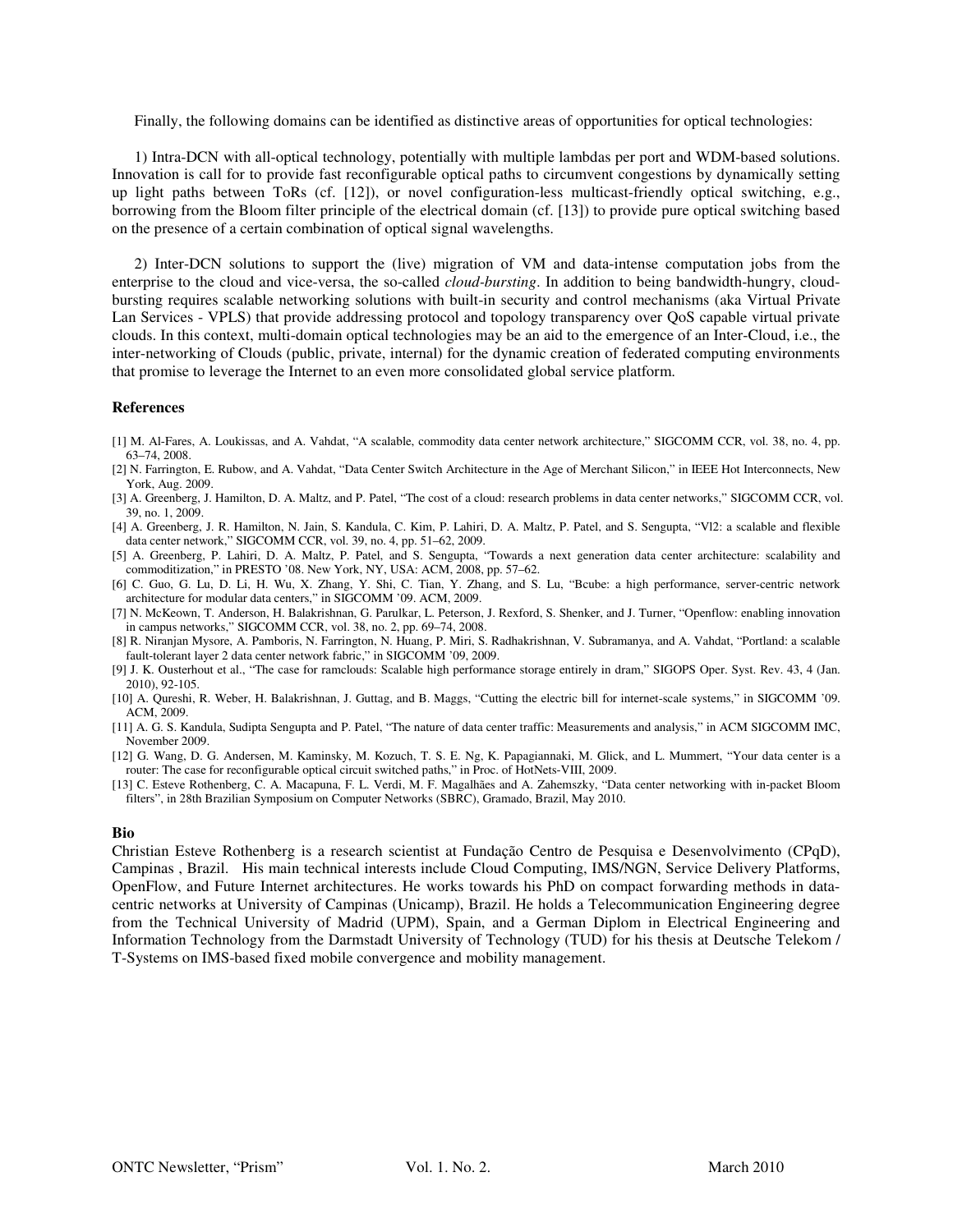Finally, the following domains can be identified as distinctive areas of opportunities for optical technologies:

1) Intra-DCN with all-optical technology, potentially with multiple lambdas per port and WDM-based solutions. Innovation is call for to provide fast reconfigurable optical paths to circumvent congestions by dynamically setting up light paths between ToRs (cf. [12]), or novel configuration-less multicast-friendly optical switching, e.g., borrowing from the Bloom filter principle of the electrical domain (cf. [13]) to provide pure optical switching based on the presence of a certain combination of optical signal wavelengths.

2) Inter-DCN solutions to support the (live) migration of VM and data-intense computation jobs from the enterprise to the cloud and vice-versa, the so-called *cloud-bursting*. In addition to being bandwidth-hungry, cloud-bursting requires scalable networking solutions with built-in security and control mechanisms (aka Virtual Private Lan Services - VPLS) that provide addressing protocol and topology transparency over QoS capable virtual private clouds. In this context, multi-domain optical technologies may be an aid to the emergence of an Inter-Cloud, i.e., the inter-networking of Clouds (public, private, internal) for the dynamic creation of federated computing environments that promise to leverage the Internet to an even more consolidated global service platform.

### References

[1] M. Al-Fares, A. Loukissas, and A. Vahdat, "A scalable, commodity data center network architecture," SIGCOMM CCR, vol. 38, no. 4, pp. 63–74, 2008.

[2] N. Farrington, E. Rubow, and A. Vahdat, "Data Center Switch Architecture in the Age of Merchant Silicon," in IEEE Hot Interconnects, New York, Aug. 2009.

[3] A. Greenberg, J. Hamilton, D. A. Maltz, and P. Patel, "The cost of a cloud: research problems in data center networks," SIGCOMM CCR, vol. 39, no. 1, 2009.

[4] A. Greenberg, J. R. Hamilton, N. Jain, S. Kandula, C. Kim, P. Lahiri, D. A. Maltz, P. Patel, and S. Sengupta, "Vl2: a scalable and flexible data center network," SIGCOMM CCR, vol. 39, no. 4, pp. 51–62, 2009.

[5] A. Greenberg, P. Lahiri, D. A. Maltz, P. Patel, and S. Sengupta, "Towards a next generation data center architecture: scalability and commoditization," in PRESTO '08. New York, NY, USA: ACM, 2008, pp. 57–62.

[6] C. Guo, G. Lu, D. Li, H. Wu, X. Zhang, Y. Shi, C. Tian, Y. Zhang, and S. Lu, "Bcube: a high performance, server-centric network architecture for modular data centers," in SIGCOMM '09. ACM, 2009.

[7] N. McKeown, T. Anderson, H. Balakrishnan, G. Parulkar, L. Peterson, J. Rexford, S. Shenker, and J. Turner, "Openflow: enabling innovation in campus networks," SIGCOMM CCR, vol. 38, no. 2, pp. 69–74, 2008.

[8] R. Niranjan Mysore, A. Pamboris, N. Farrington, N. Huang, P. Miri, S. Radhakrishnan, V. Subramanya, and A. Vahdat, "Portland: a scalable fault-tolerant layer 2 data center network fabric," in SIGCOMM '09, 2009.

[9] J. K. Ousterhout et al., "The case for ramclouds: Scalable high performance storage entirely in dram," SIGOPS Oper. Syst. Rev. 43, 4 (Jan. 2010), 92-105.

[10] A. Qureshi, R. Weber, H. Balakrishnan, J. Guttag, and B. Maggs, "Cutting the electric bill for internet-scale systems," in SIGCOMM '09. ACM, 2009.

[11] A. G. S. Kandula, Sudipta Sengupta and P. Patel, "The nature of data center traffic: Measurements and analysis," in ACM SIGCOMM IMC, November 2009.

[12] G. Wang, D. G. Andersen, M. Kaminsky, M. Kozuch, T. S. E. Ng, K. Papagiannaki, M. Glick, and L. Mummert, "Your data center is a router: The case for reconfigurable optical circuit switched paths," in Proc. of HotNets-VIII, 2009.

[13] C. Esteve Rothenberg, C. A. Macapuna, F. L. Verdi, M. F. Magalhães and A. Zahemszky, "Data center networking with in-packet Bloom filters", in 28th Brazilian Symposium on Computer Networks (SBRC), Gramado, Brazil, May 2010.

### Bio

Christian Esteve Rothenberg is a research scientist at Fundação Centro de Pesquisa e Desenvolvimento (CPqD), Campinas , Brazil. His main technical interests include Cloud Computing, IMS/NGN, Service Delivery Platforms, OpenFlow, and Future Internet architectures. He works towards his PhD on compact forwarding methods in data-centric networks at University of Campinas (Unicamp), Brazil. He holds a Telecommunication Engineering degree from the Technical University of Madrid (UPM), Spain, and a German Diplom in Electrical Engineering and Information Technology from the Darmstadt University of Technology (TUD) for his thesis at Deutsche Telekom / T-Systems on IMS-based fixed mobile convergence and mobility management.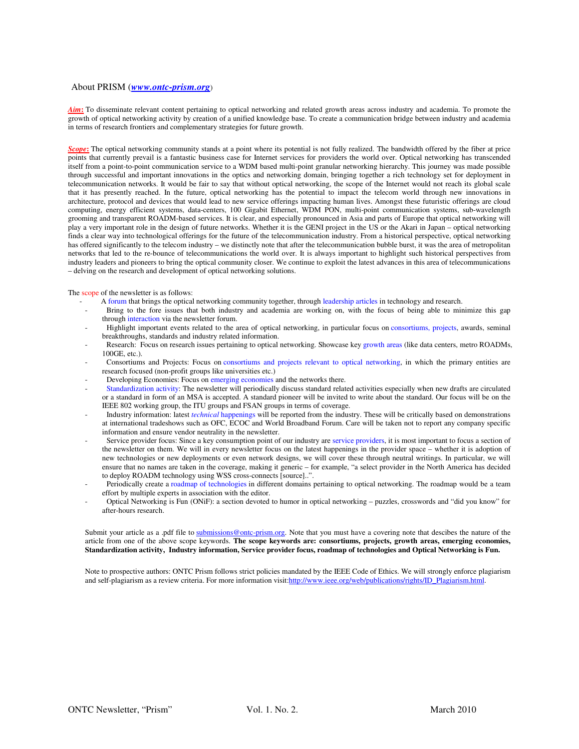## About PRISM (*[www.ontc-prism.org](http://www.ontc-prism.org)*)

***Aim*:** To disseminate relevant content pertaining to optical networking and related growth areas across industry and academia. To promote the growth of optical networking activity by creation of a unified knowledge base. To create a communication bridge between industry and academia in terms of research frontiers and complementary strategies for future growth.

***Scope*:** The optical networking community stands at a point where its potential is not fully realized. The bandwidth offered by the fiber at price points that currently prevail is a fantastic business case for Internet services for providers the world over. Optical networking has transcended itself from a point-to-point communication service to a WDM based multi-point granular networking hierarchy. This journey was made possible through successful and important innovations in the optics and networking domain, bringing together a rich technology set for deployment in telecommunication networks. It would be fair to say that without optical networking, the scope of the Internet would not reach its global scale that it has presently reached. In the future, optical networking has the potential to impact the telecom world through new innovations in architecture, protocol and devices that would lead to new service offerings impacting human lives. Amongst these futuristic offerings are cloud computing, energy efficient systems, data-centers, 100 Gigabit Ethernet, WDM PON, multi-point communication systems, sub-wavelength grooming and transparent ROADM-based services. It is clear, and especially pronounced in Asia and parts of Europe that optical networking will play a very important role in the design of future networks. Whether it is the GENI project in the US or the Akari in Japan – optical networking finds a clear way into technological offerings for the future of the telecommunication industry. From a historical perspective, optical networking has offered significantly to the telecom industry – we distinctly note that after the telecommunication bubble burst, it was the area of metropolitan networks that led to the re-bounce of telecommunications the world over. It is always important to highlight such historical perspectives from industry leaders and pioneers to bring the optical community closer. We continue to exploit the latest advances in this area of telecommunications – delving on the research and development of optical networking solutions.

The scope of the newsletter is as follows:

- A forum that brings the optical networking community together, through leadership articles in technology and research.
- Bring to the fore issues that both industry and academia are working on, with the focus of being able to minimize this gap through interaction via the newsletter forum.
- Highlight important events related to the area of optical networking, in particular focus on consortiums, projects, awards, seminal breakthroughs, standards and industry related information.
- Research: Focus on research issues pertaining to optical networking. Showcase key growth areas (like data centers, metro ROADMs, 100GE, etc.).
- Consortiums and Projects: Focus on consortiums and projects relevant to optical networking, in which the primary entities are research focused (non-profit groups like universities etc.)
- Developing Economies: Focus on emerging economies and the networks there.
- Standardization activity: The newsletter will periodically discuss standard related activities especially when new drafts are circulated or a standard in form of an MSA is accepted. A standard pioneer will be invited to write about the standard. Our focus will be on the IEEE 802 working group, the ITU groups and FSAN groups in terms of coverage.
- Industry information: latest *technical* happenings will be reported from the industry. These will be critically based on demonstrations at international tradeshows such as OFC, ECOC and World Broadband Forum. Care will be taken not to report any company specific information and ensure vendor neutrality in the newsletter.
- Service provider focus: Since a key consumption point of our industry are service providers, it is most important to focus a section of the newsletter on them. We will in every newsletter focus on the latest happenings in the provider space – whether it is adoption of new technologies or new deployments or even network designs, we will cover these through neutral writings. In particular, we will ensure that no names are taken in the coverage, making it generic – for example, "a select provider in the North America has decided to deploy ROADM technology using WSS cross-connects [source]..".
- Periodically create a roadmap of technologies in different domains pertaining to optical networking. The roadmap would be a team effort by multiple experts in association with the editor.
- Optical Networking is Fun (ONiF): a section devoted to humor in optical networking – puzzles, crosswords and "did you know" for after-hours research.

Submit your article as a .pdf file to submissions@ontc-prism.org. Note that you must have a covering note that descibes the nature of the article from one of the above scope keywords. **The scope keywords are: consortiums, projects, growth areas, emerging economies, Standardization activity, Industry information, Service provider focus, roadmap of technologies and Optical Networking is Fun.**

Note to prospective authors: ONTC Prism follows strict policies mandated by the IEEE Code of Ethics. We will strongly enforce plagiarism and self-plagiarism as a review criteria. For more information visit:[http://www.ieee.org/web/publications/rights/ID_Plagiarism.html](http://www.ieee.org/web/publications/rights/ID_Plagiarism.html).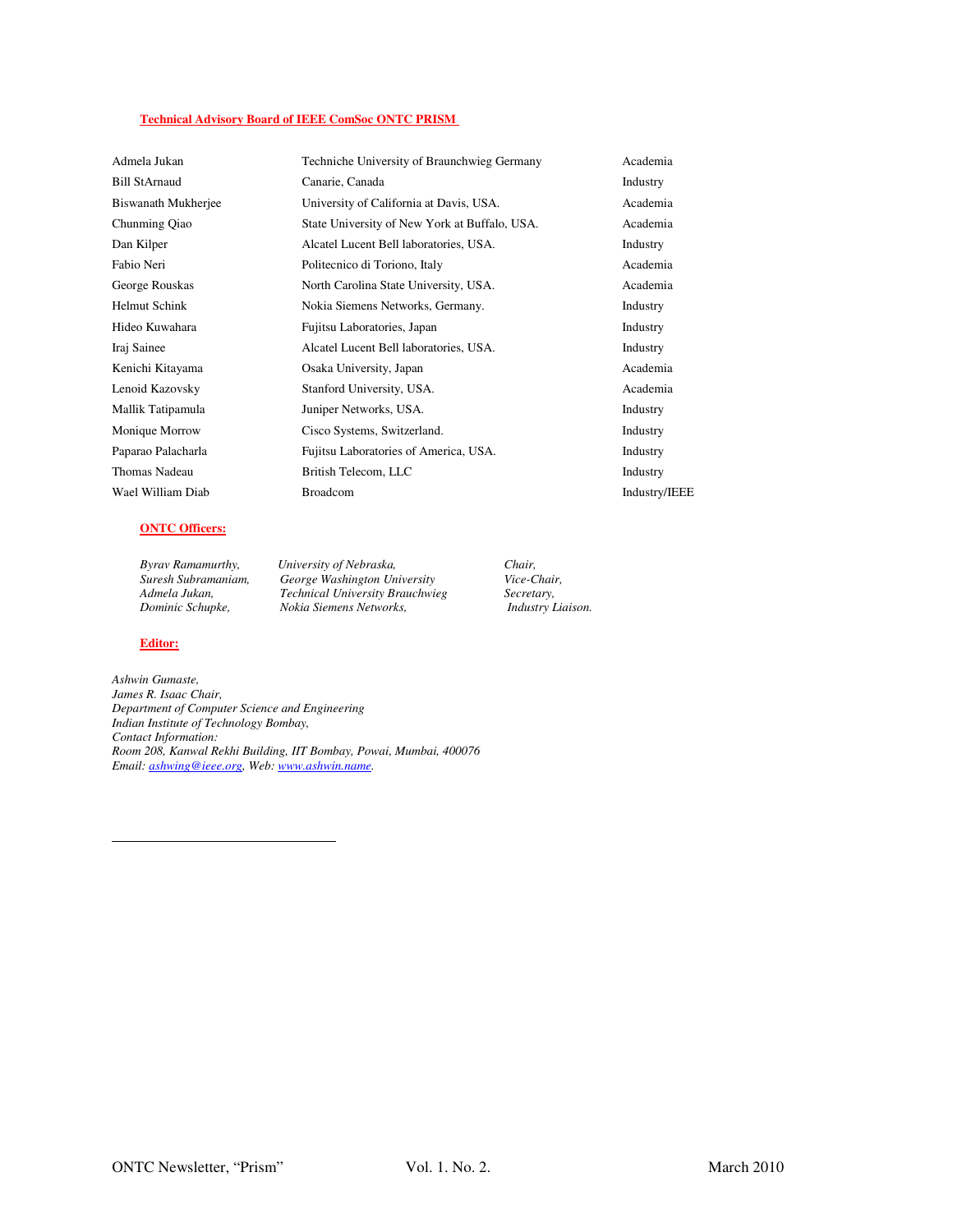**Technical Advisory Board of IEEE ComSoc ONTC PRISM**

| | | |
|---|---|---|
| Admela Jukan | Techniche University of Braunchwieg Germany | Academia |
| Bill StArnaud | Canarie, Canada | Industry |
| Biswanath Mukherjee | University of California at Davis, USA. | Academia |
| Chunming Qiao | State University of New York at Buffalo, USA. | Academia |
| Dan Kilper | Alcatel Lucent Bell laboratories, USA. | Industry |
| Fabio Neri | Politecnico di Toriono, Italy | Academia |
| George Rouskas | North Carolina State University, USA. | Academia |
| Helmut Schink | Nokia Siemens Networks, Germany. | Industry |
| Hideo Kuwahara | Fujitsu Laboratories, Japan | Industry |
| Iraj Sainee | Alcatel Lucent Bell laboratories, USA. | Industry |
| Kenichi Kitayama | Osaka University, Japan | Academia |
| Lenoid Kazovsky | Stanford University, USA. | Academia |
| Mallik Tatipamula | Juniper Networks, USA. | Industry |
| Monique Morrow | Cisco Systems, Switzerland. | Industry |
| Paparao Palacharla | Fujitsu Laboratories of America, USA. | Industry |
| Thomas Nadeau | British Telecom, LLC | Industry |
| Wael William Diab | Broadcom | Industry/IEEE |

**ONTC Officers:**

| | | |
|---|---|---|
| *Byrav Ramamurthy,* | *University of Nebraska,* | *Chair,* |
| *Suresh Subramaniam,* | *George Washington University* | *Vice-Chair,* |
| *Admela Jukan,* | *Technical University Brauchwieg* | *Secretary,* |
| *Dominic Schupke,* | *Nokia Siemens Networks,* | *Industry Liaison.* |

**Editor:**

*Ashwin Gumaste,*
*James R. Isaac Chair,*
*Department of Computer Science and Engineering*
*Indian Institute of Technology Bombay,*
*Contact Information:*
*Room 208, Kanwal Rekhi Building, IIT Bombay, Powai, Mumbai, 400076*
*Email: ashwing@ieee.org, Web: www.ashwin.name.*